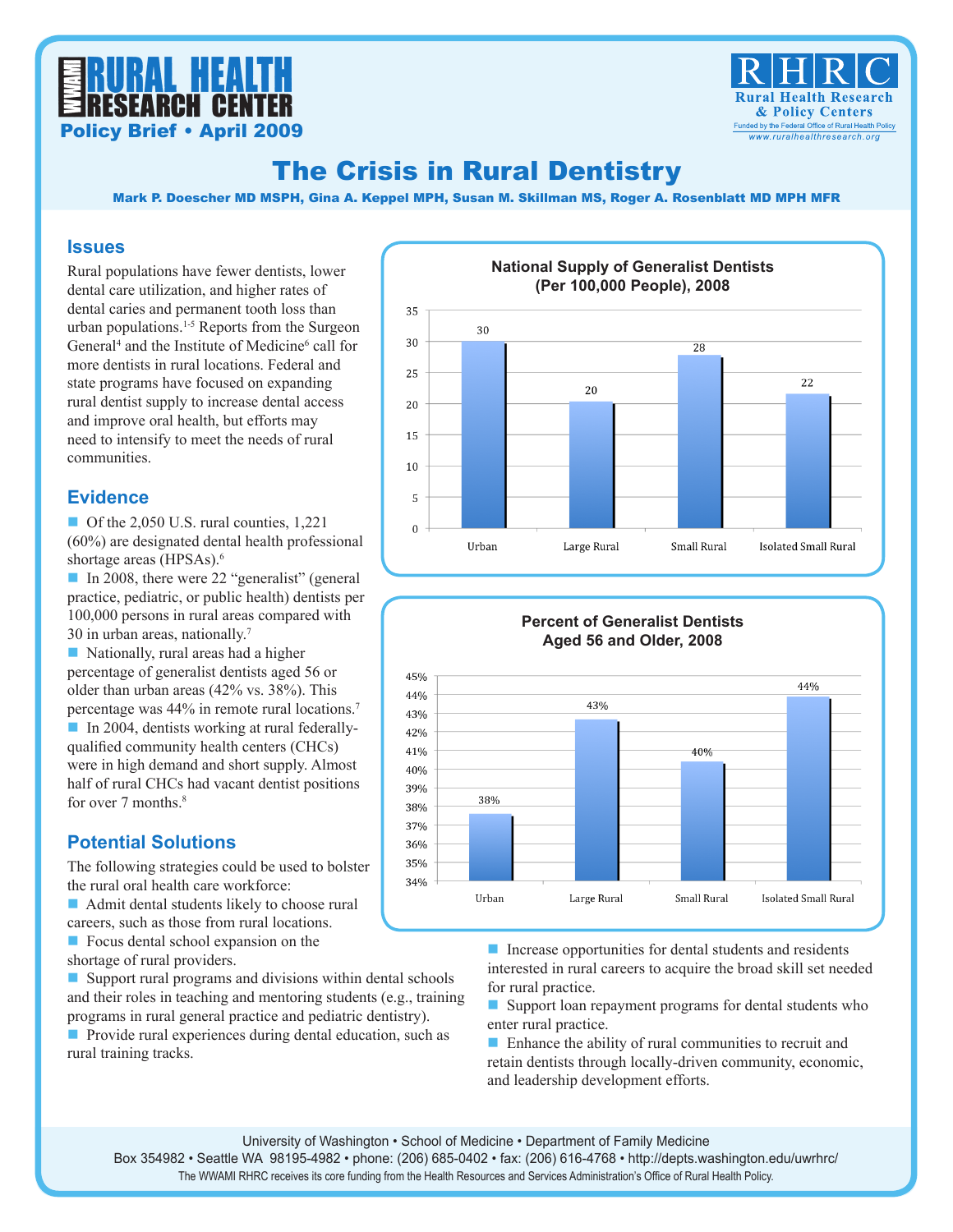# The Crisis in Rural Dentistry

WWAMI Rural Health Research Center

Policy Brief • April 2009

RHRC — Rural Health Research & Policy Centers. Funded by the Federal Office of Rural Health Policy. www.ruralhealthresearch.org

**Mark P. Doescher MD MSPH, Gina A. Keppel MPH, Susan M. Skillman MS, Roger A. Rosenblatt MD MPH MFR**

## Issues

Rural populations have fewer dentists, lower dental care utilization, and higher rates of dental caries and permanent tooth loss than urban populations.[1-5] Reports from the Surgeon General[4] and the Institute of Medicine[6] call for more dentists in rural locations. Federal and state programs have focused on expanding rural dentist supply to increase dental access and improve oral health, but efforts may need to intensify to meet the needs of rural communities.

## Evidence

- Of the 2,050 U.S. rural counties, 1,221 (60%) are designated dental health professional shortage areas (HPSAs).[6]
- In 2008, there were 22 "generalist" (general practice, pediatric, or public health) dentists per 100,000 persons in rural areas compared with 30 in urban areas, nationally.[7]
- Nationally, rural areas had a higher percentage of generalist dentists aged 56 or older than urban areas (42% vs. 38%). This percentage was 44% in remote rural locations.[7]
- In 2004, dentists working at rural federally-qualified community health centers (CHCs) were in high demand and short supply. Almost half of rural CHCs had vacant dentist positions for over 7 months.[8]

**National Supply of Generalist Dentists (Per 100,000 People), 2008**

| Urban | Large Rural | Small Rural | Isolated Small Rural |
|---|---|---|---|
| 30 | 20 | 28 | 22 |

**Percent of Generalist Dentists Aged 56 and Older, 2008**

| Urban | Large Rural | Small Rural | Isolated Small Rural |
|---|---|---|---|
| 38% | 43% | 40% | 44% |

## Potential Solutions

The following strategies could be used to bolster the rural oral health care workforce:

- Admit dental students likely to choose rural careers, such as those from rural locations.
- Focus dental school expansion on the shortage of rural providers.
- Support rural programs and divisions within dental schools and their roles in teaching and mentoring students (e.g., training programs in rural general practice and pediatric dentistry).
- Provide rural experiences during dental education, such as rural training tracks.
- Increase opportunities for dental students and residents interested in rural careers to acquire the broad skill set needed for rural practice.
- Support loan repayment programs for dental students who enter rural practice.
- Enhance the ability of rural communities to recruit and retain dentists through locally-driven community, economic, and leadership development efforts.

University of Washington • School of Medicine • Department of Family Medicine
Box 354982 • Seattle WA 98195-4982 • phone: (206) 685-0402 • fax: (206) 616-4768 • http://depts.washington.edu/uwrhrc/
The WWAMI RHRC receives its core funding from the Health Resources and Services Administration's Office of Rural Health Policy.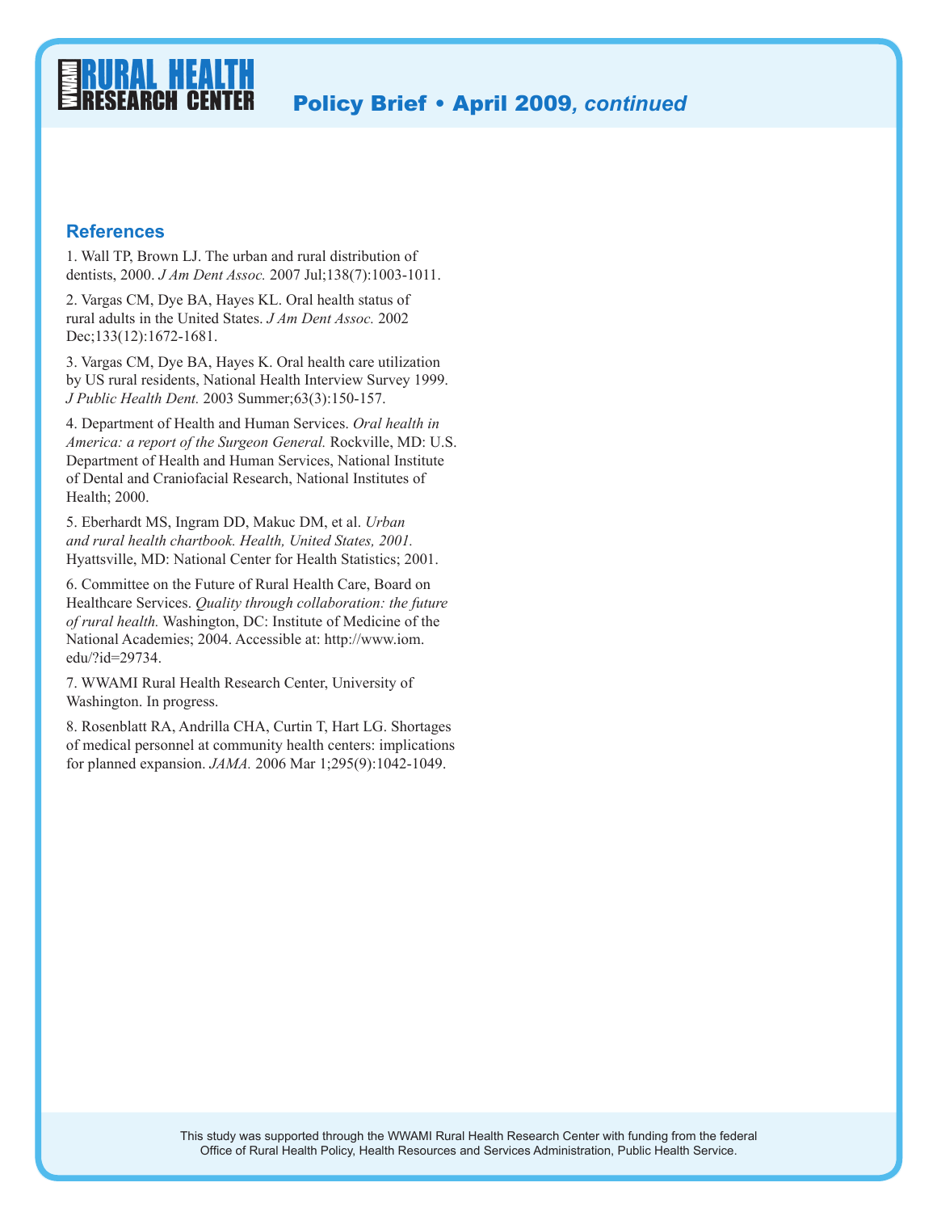## References

1. Wall TP, Brown LJ. The urban and rural distribution of dentists, 2000. *J Am Dent Assoc.* 2007 Jul;138(7):1003-1011.

2. Vargas CM, Dye BA, Hayes KL. Oral health status of rural adults in the United States. *J Am Dent Assoc.* 2002 Dec;133(12):1672-1681.

3. Vargas CM, Dye BA, Hayes K. Oral health care utilization by US rural residents, National Health Interview Survey 1999. *J Public Health Dent.* 2003 Summer;63(3):150-157.

4. Department of Health and Human Services. *Oral health in America: a report of the Surgeon General.* Rockville, MD: U.S. Department of Health and Human Services, National Institute of Dental and Craniofacial Research, National Institutes of Health; 2000.

5. Eberhardt MS, Ingram DD, Makuc DM, et al. *Urban and rural health chartbook. Health, United States, 2001.* Hyattsville, MD: National Center for Health Statistics; 2001.

6. Committee on the Future of Rural Health Care, Board on Healthcare Services. *Quality through collaboration: the future of rural health.* Washington, DC: Institute of Medicine of the National Academies; 2004. Accessible at: http://www.iom.edu/?id=29734.

7. WWAMI Rural Health Research Center, University of Washington. In progress.

8. Rosenblatt RA, Andrilla CHA, Curtin T, Hart LG. Shortages of medical personnel at community health centers: implications for planned expansion. *JAMA.* 2006 Mar 1;295(9):1042-1049.

This study was supported through the WWAMI Rural Health Research Center with funding from the federal Office of Rural Health Policy, Health Resources and Services Administration, Public Health Service.